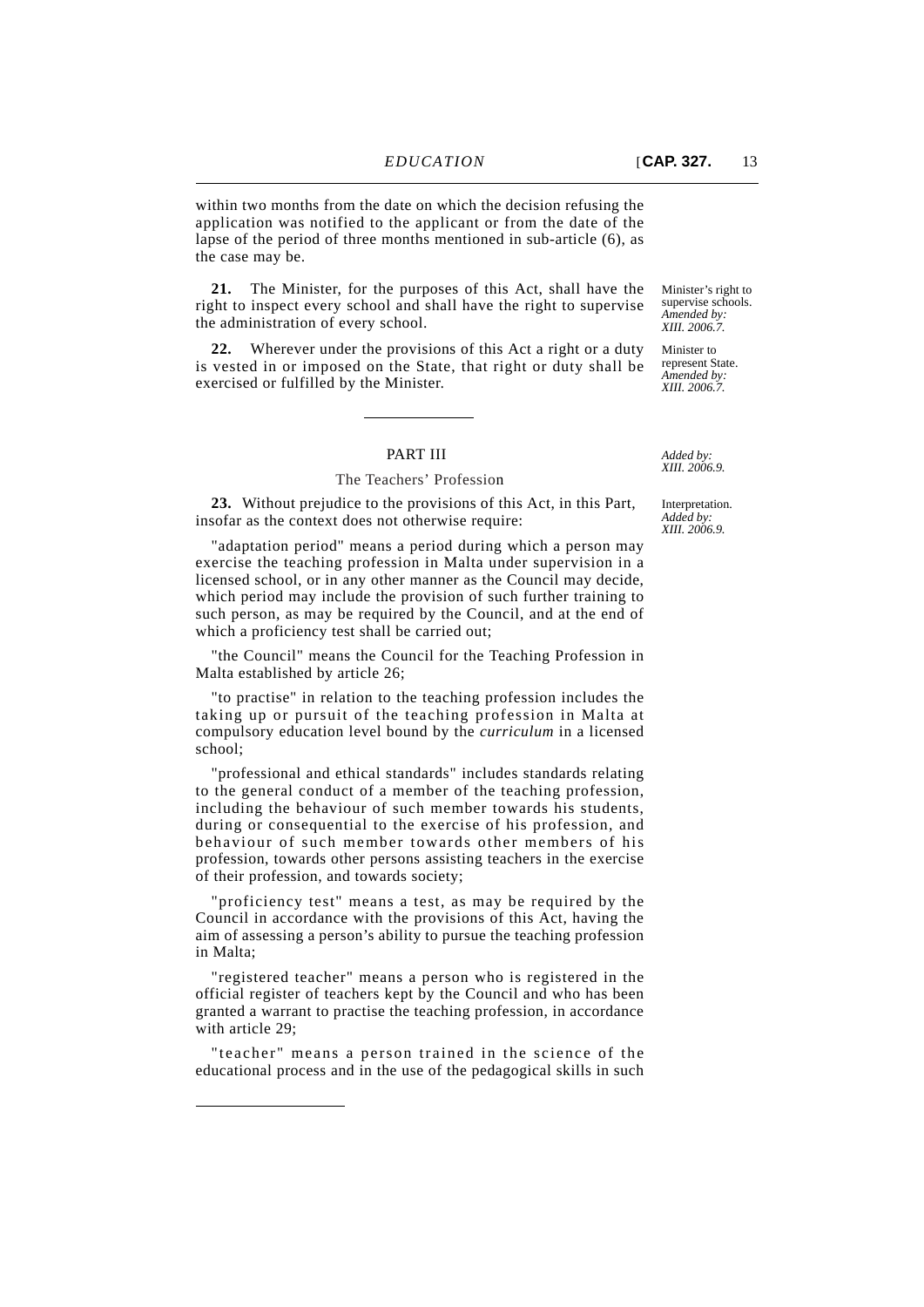within two months from the date on which the decision refusing the application was notified to the applicant or from the date of the lapse of the period of three months mentioned in sub-article (6), as the case may be.

Minister's right to supervise schools. *Amended by: XIII. 2006.7.*

**21.** The Minister, for the purposes of this Act, shall have the right to inspect every school and shall have the right to supervise the administration of every school.

Minister to represent State. *Amended by: XIII. 2006.7.*

**22.** Wherever under the provisions of this Act a right or a duty is vested in or imposed on the State, that right or duty shall be exercised or fulfilled by the Minister.

---

## PART III

*Added by: XIII. 2006.9.*

### The Teachers' Profession

Interpretation. *Added by: XIII. 2006.9.*

**23.** Without prejudice to the provisions of this Act, in this Part, insofar as the context does not otherwise require:

"adaptation period" means a period during which a person may exercise the teaching profession in Malta under supervision in a licensed school, or in any other manner as the Council may decide, which period may include the provision of such further training to such person, as may be required by the Council, and at the end of which a proficiency test shall be carried out;

"the Council" means the Council for the Teaching Profession in Malta established by article 26;

"to practise" in relation to the teaching profession includes the taking up or pursuit of the teaching profession in Malta at compulsory education level bound by the *curriculum* in a licensed school;

"professional and ethical standards" includes standards relating to the general conduct of a member of the teaching profession, including the behaviour of such member towards his students, during or consequential to the exercise of his profession, and behaviour of such member towards other members of his profession, towards other persons assisting teachers in the exercise of their profession, and towards society;

"proficiency test" means a test, as may be required by the Council in accordance with the provisions of this Act, having the aim of assessing a person's ability to pursue the teaching profession in Malta;

"registered teacher" means a person who is registered in the official register of teachers kept by the Council and who has been granted a warrant to practise the teaching profession, in accordance with article 29;

"teacher" means a person trained in the science of the educational process and in the use of the pedagogical skills in such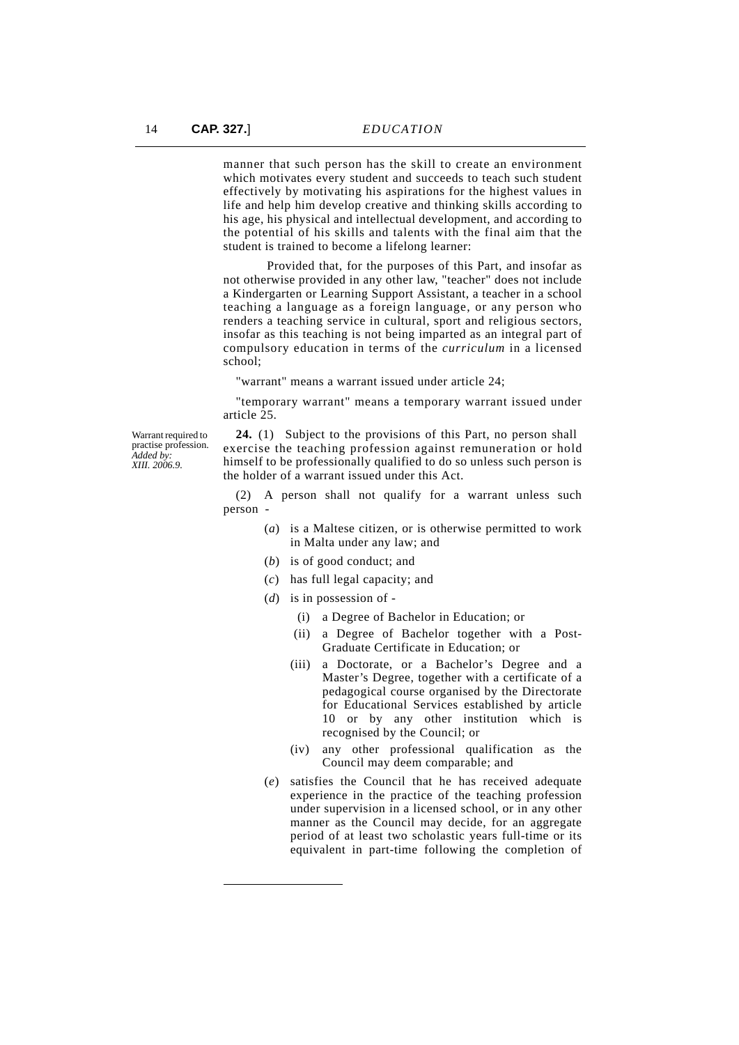manner that such person has the skill to create an environment which motivates every student and succeeds to teach such student effectively by motivating his aspirations for the highest values in life and help him develop creative and thinking skills according to his age, his physical and intellectual development, and according to the potential of his skills and talents with the final aim that the student is trained to become a lifelong learner:

Provided that, for the purposes of this Part, and insofar as not otherwise provided in any other law, "teacher" does not include a Kindergarten or Learning Support Assistant, a teacher in a school teaching a language as a foreign language, or any person who renders a teaching service in cultural, sport and religious sectors, insofar as this teaching is not being imparted as an integral part of compulsory education in terms of the *curriculum* in a licensed school;

"warrant" means a warrant issued under article 24;

"temporary warrant" means a temporary warrant issued under article 25.

Warrant required to practise profession. *Added by: XIII. 2006.9.*

**24.** (1) Subject to the provisions of this Part, no person shall exercise the teaching profession against remuneration or hold himself to be professionally qualified to do so unless such person is the holder of a warrant issued under this Act.

(2) A person shall not qualify for a warrant unless such person -

(*a*) is a Maltese citizen, or is otherwise permitted to work in Malta under any law; and

(*b*) is of good conduct; and

(*c*) has full legal capacity; and

(*d*) is in possession of -

(i) a Degree of Bachelor in Education; or

(ii) a Degree of Bachelor together with a Post-Graduate Certificate in Education; or

(iii) a Doctorate, or a Bachelor's Degree and a Master's Degree, together with a certificate of a pedagogical course organised by the Directorate for Educational Services established by article 10 or by any other institution which is recognised by the Council; or

(iv) any other professional qualification as the Council may deem comparable; and

(*e*) satisfies the Council that he has received adequate experience in the practice of the teaching profession under supervision in a licensed school, or in any other manner as the Council may decide, for an aggregate period of at least two scholastic years full-time or its equivalent in part-time following the completion of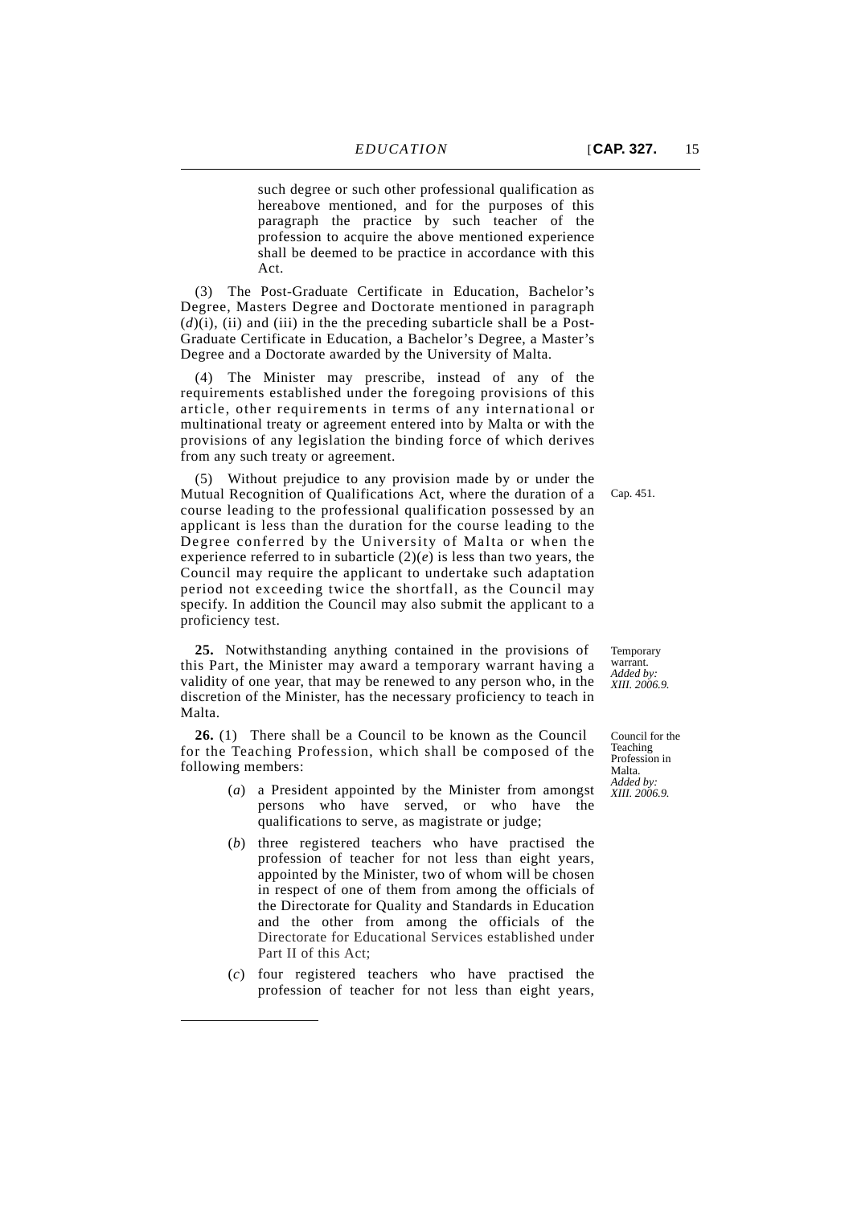such degree or such other professional qualification as hereabove mentioned, and for the purposes of this paragraph the practice by such teacher of the profession to acquire the above mentioned experience shall be deemed to be practice in accordance with this Act.

(3) The Post-Graduate Certificate in Education, Bachelor's Degree, Masters Degree and Doctorate mentioned in paragraph (*d*)(i), (ii) and (iii) in the the preceding subarticle shall be a Post-Graduate Certificate in Education, a Bachelor's Degree, a Master's Degree and a Doctorate awarded by the University of Malta.

(4) The Minister may prescribe, instead of any of the requirements established under the foregoing provisions of this article, other requirements in terms of any international or multinational treaty or agreement entered into by Malta or with the provisions of any legislation the binding force of which derives from any such treaty or agreement.

(5) Without prejudice to any provision made by or under the Mutual Recognition of Qualifications Act, where the duration of a course leading to the professional qualification possessed by an applicant is less than the duration for the course leading to the Degree conferred by the University of Malta or when the experience referred to in subarticle (2)(*e*) is less than two years, the Council may require the applicant to undertake such adaptation period not exceeding twice the shortfall, as the Council may specify. In addition the Council may also submit the applicant to a proficiency test.

Cap. 451.

Temporary warrant.
*Added by: XIII. 2006.9.*

**25.** Notwithstanding anything contained in the provisions of this Part, the Minister may award a temporary warrant having a validity of one year, that may be renewed to any person who, in the discretion of the Minister, has the necessary proficiency to teach in Malta.

Council for the Teaching Profession in Malta.
*Added by: XIII. 2006.9.*

**26.** (1) There shall be a Council to be known as the Council for the Teaching Profession, which shall be composed of the following members:

(*a*) a President appointed by the Minister from amongst persons who have served, or who have the qualifications to serve, as magistrate or judge;

(*b*) three registered teachers who have practised the profession of teacher for not less than eight years, appointed by the Minister, two of whom will be chosen in respect of one of them from among the officials of the Directorate for Quality and Standards in Education and the other from among the officials of the Directorate for Educational Services established under Part II of this Act;

(*c*) four registered teachers who have practised the profession of teacher for not less than eight years,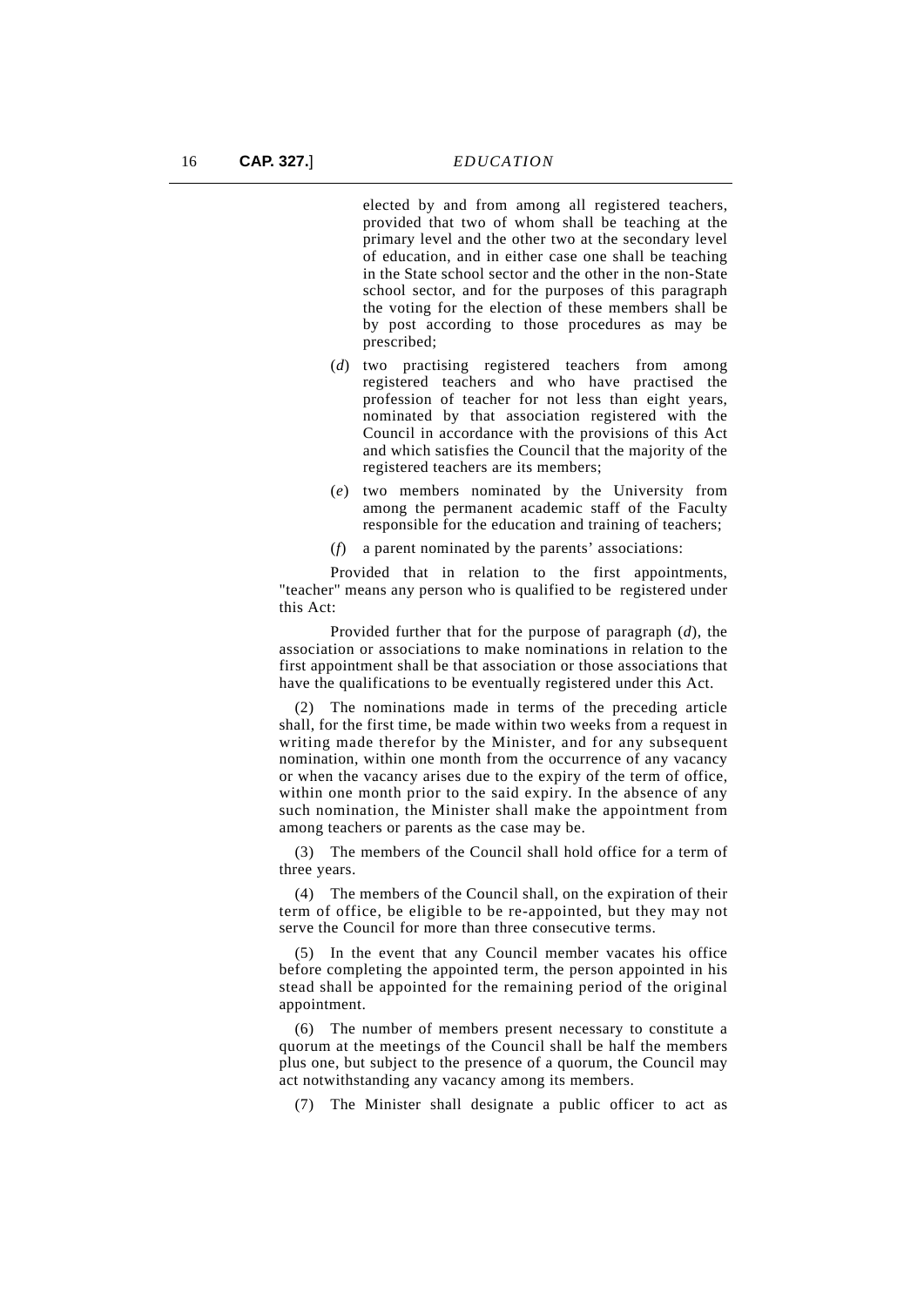elected by and from among all registered teachers, provided that two of whom shall be teaching at the primary level and the other two at the secondary level of education, and in either case one shall be teaching in the State school sector and the other in the non-State school sector, and for the purposes of this paragraph the voting for the election of these members shall be by post according to those procedures as may be prescribed;

(*d*) two practising registered teachers from among registered teachers and who have practised the profession of teacher for not less than eight years, nominated by that association registered with the Council in accordance with the provisions of this Act and which satisfies the Council that the majority of the registered teachers are its members;

(*e*) two members nominated by the University from among the permanent academic staff of the Faculty responsible for the education and training of teachers;

(*f*) a parent nominated by the parents' associations:

Provided that in relation to the first appointments, "teacher" means any person who is qualified to be registered under this Act:

Provided further that for the purpose of paragraph (*d*), the association or associations to make nominations in relation to the first appointment shall be that association or those associations that have the qualifications to be eventually registered under this Act.

(2) The nominations made in terms of the preceding article shall, for the first time, be made within two weeks from a request in writing made therefor by the Minister, and for any subsequent nomination, within one month from the occurrence of any vacancy or when the vacancy arises due to the expiry of the term of office, within one month prior to the said expiry. In the absence of any such nomination, the Minister shall make the appointment from among teachers or parents as the case may be.

(3) The members of the Council shall hold office for a term of three years.

(4) The members of the Council shall, on the expiration of their term of office, be eligible to be re-appointed, but they may not serve the Council for more than three consecutive terms.

(5) In the event that any Council member vacates his office before completing the appointed term, the person appointed in his stead shall be appointed for the remaining period of the original appointment.

(6) The number of members present necessary to constitute a quorum at the meetings of the Council shall be half the members plus one, but subject to the presence of a quorum, the Council may act notwithstanding any vacancy among its members.

(7) The Minister shall designate a public officer to act as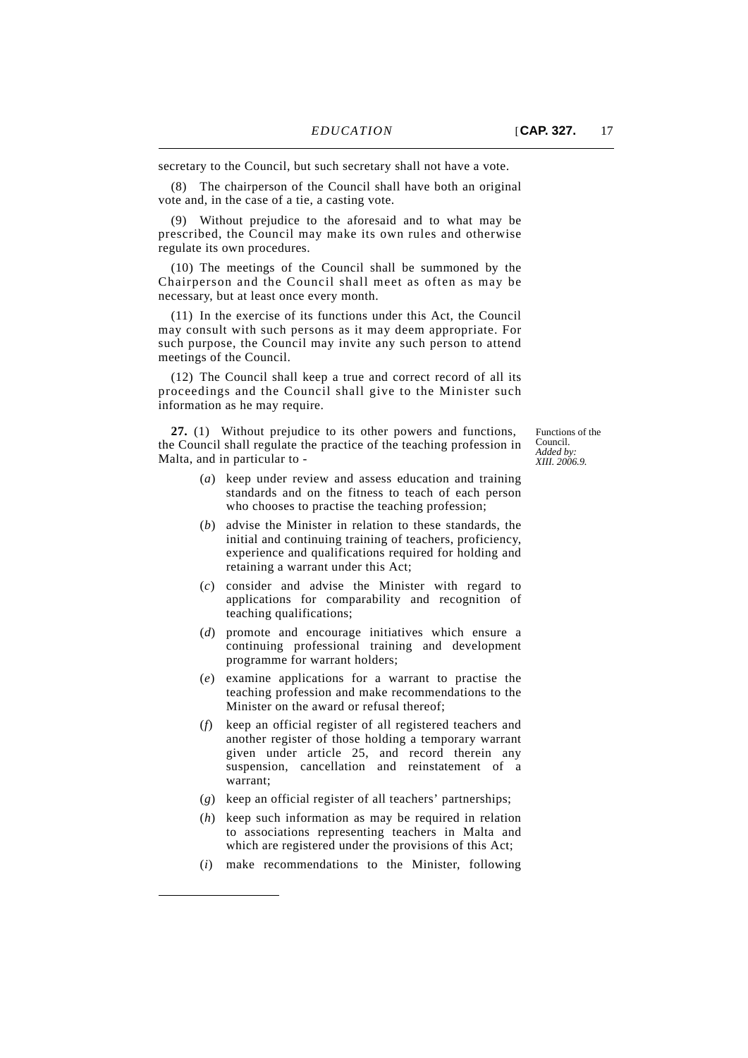secretary to the Council, but such secretary shall not have a vote.

(8) The chairperson of the Council shall have both an original vote and, in the case of a tie, a casting vote.

(9) Without prejudice to the aforesaid and to what may be prescribed, the Council may make its own rules and otherwise regulate its own procedures.

(10) The meetings of the Council shall be summoned by the Chairperson and the Council shall meet as often as may be necessary, but at least once every month.

(11) In the exercise of its functions under this Act, the Council may consult with such persons as it may deem appropriate. For such purpose, the Council may invite any such person to attend meetings of the Council.

(12) The Council shall keep a true and correct record of all its proceedings and the Council shall give to the Minister such information as he may require.

Functions of the Council. *Added by: XIII. 2006.9.*

**27.** (1) Without prejudice to its other powers and functions, the Council shall regulate the practice of the teaching profession in Malta, and in particular to -

(*a*) keep under review and assess education and training standards and on the fitness to teach of each person who chooses to practise the teaching profession;

(*b*) advise the Minister in relation to these standards, the initial and continuing training of teachers, proficiency, experience and qualifications required for holding and retaining a warrant under this Act;

(*c*) consider and advise the Minister with regard to applications for comparability and recognition of teaching qualifications;

(*d*) promote and encourage initiatives which ensure a continuing professional training and development programme for warrant holders;

(*e*) examine applications for a warrant to practise the teaching profession and make recommendations to the Minister on the award or refusal thereof;

(*f*) keep an official register of all registered teachers and another register of those holding a temporary warrant given under article 25, and record therein any suspension, cancellation and reinstatement of a warrant;

(*g*) keep an official register of all teachers' partnerships;

(*h*) keep such information as may be required in relation to associations representing teachers in Malta and which are registered under the provisions of this Act;

(*i*) make recommendations to the Minister, following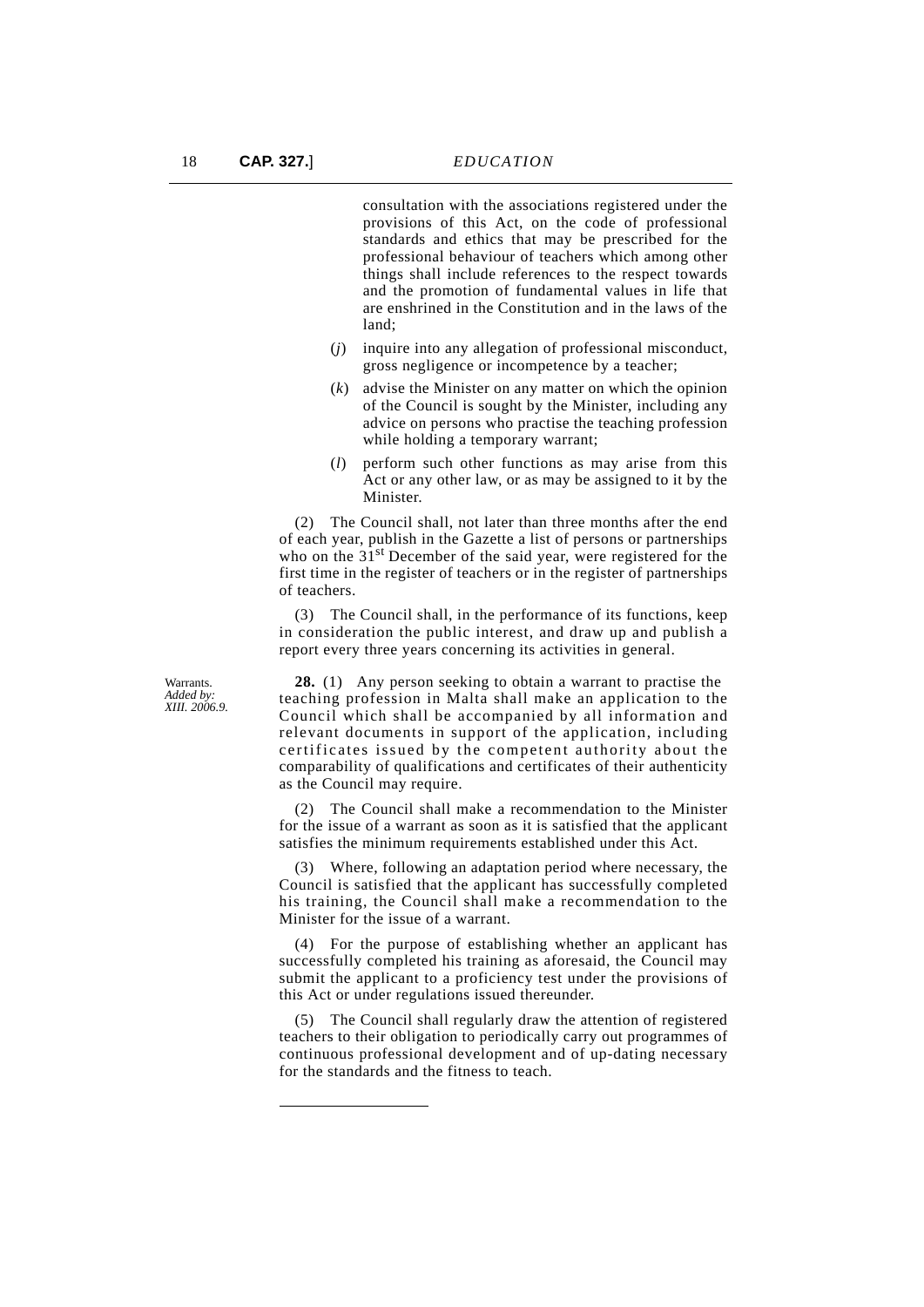consultation with the associations registered under the provisions of this Act, on the code of professional standards and ethics that may be prescribed for the professional behaviour of teachers which among other things shall include references to the respect towards and the promotion of fundamental values in life that are enshrined in the Constitution and in the laws of the land;

(*j*) inquire into any allegation of professional misconduct, gross negligence or incompetence by a teacher;

(*k*) advise the Minister on any matter on which the opinion of the Council is sought by the Minister, including any advice on persons who practise the teaching profession while holding a temporary warrant;

(*l*) perform such other functions as may arise from this Act or any other law, or as may be assigned to it by the Minister.

(2) The Council shall, not later than three months after the end of each year, publish in the Gazette a list of persons or partnerships who on the 31st December of the said year, were registered for the first time in the register of teachers or in the register of partnerships of teachers.

(3) The Council shall, in the performance of its functions, keep in consideration the public interest, and draw up and publish a report every three years concerning its activities in general.

Warrants.
*Added by: XIII. 2006.9.*

**28.** (1) Any person seeking to obtain a warrant to practise the teaching profession in Malta shall make an application to the Council which shall be accompanied by all information and relevant documents in support of the application, including certificates issued by the competent authority about the comparability of qualifications and certificates of their authenticity as the Council may require.

(2) The Council shall make a recommendation to the Minister for the issue of a warrant as soon as it is satisfied that the applicant satisfies the minimum requirements established under this Act.

(3) Where, following an adaptation period where necessary, the Council is satisfied that the applicant has successfully completed his training, the Council shall make a recommendation to the Minister for the issue of a warrant.

(4) For the purpose of establishing whether an applicant has successfully completed his training as aforesaid, the Council may submit the applicant to a proficiency test under the provisions of this Act or under regulations issued thereunder.

(5) The Council shall regularly draw the attention of registered teachers to their obligation to periodically carry out programmes of continuous professional development and of up-dating necessary for the standards and the fitness to teach.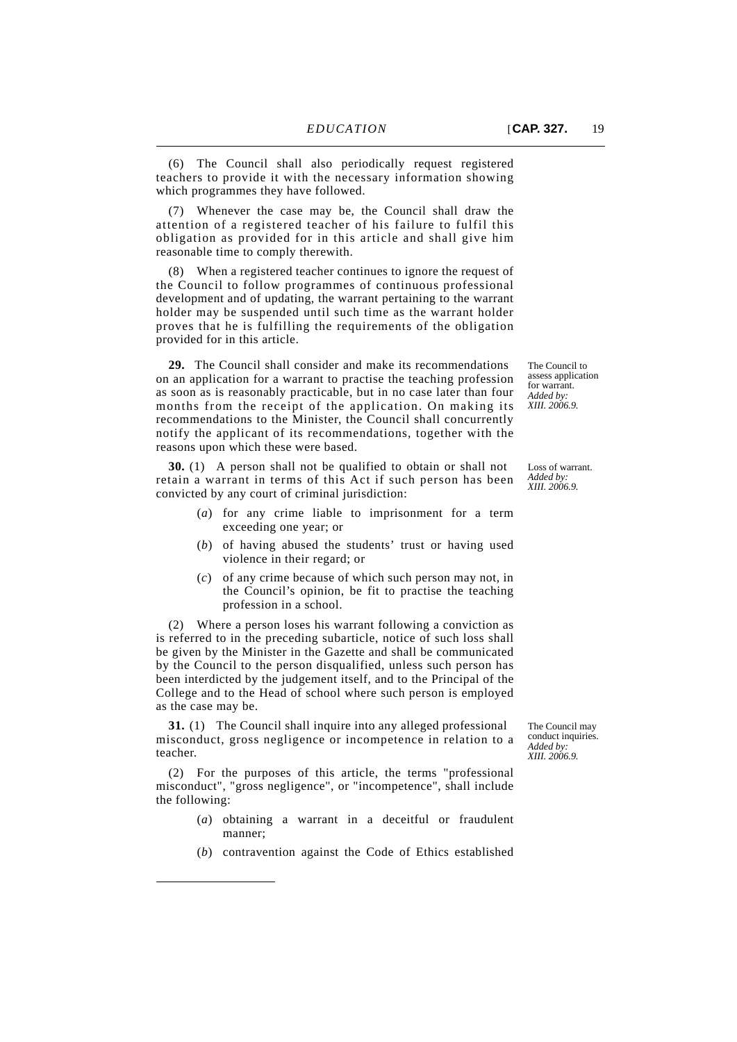(6) The Council shall also periodically request registered teachers to provide it with the necessary information showing which programmes they have followed.

(7) Whenever the case may be, the Council shall draw the attention of a registered teacher of his failure to fulfil this obligation as provided for in this article and shall give him reasonable time to comply therewith.

(8) When a registered teacher continues to ignore the request of the Council to follow programmes of continuous professional development and of updating, the warrant pertaining to the warrant holder may be suspended until such time as the warrant holder proves that he is fulfilling the requirements of the obligation provided for in this article.

*The Council to assess application for warrant. Added by: XIII. 2006.9.*

**29.** The Council shall consider and make its recommendations on an application for a warrant to practise the teaching profession as soon as is reasonably practicable, but in no case later than four months from the receipt of the application. On making its recommendations to the Minister, the Council shall concurrently notify the applicant of its recommendations, together with the reasons upon which these were based.

*Loss of warrant. Added by: XIII. 2006.9.*

**30.** (1) A person shall not be qualified to obtain or shall not retain a warrant in terms of this Act if such person has been convicted by any court of criminal jurisdiction:

(*a*) for any crime liable to imprisonment for a term exceeding one year; or

(*b*) of having abused the students' trust or having used violence in their regard; or

(*c*) of any crime because of which such person may not, in the Council's opinion, be fit to practise the teaching profession in a school.

(2) Where a person loses his warrant following a conviction as is referred to in the preceding subarticle, notice of such loss shall be given by the Minister in the Gazette and shall be communicated by the Council to the person disqualified, unless such person has been interdicted by the judgement itself, and to the Principal of the College and to the Head of school where such person is employed as the case may be.

*The Council may conduct inquiries. Added by: XIII. 2006.9.*

**31.** (1) The Council shall inquire into any alleged professional misconduct, gross negligence or incompetence in relation to a teacher.

(2) For the purposes of this article, the terms "professional misconduct", "gross negligence", or "incompetence", shall include the following:

(*a*) obtaining a warrant in a deceitful or fraudulent manner;

(*b*) contravention against the Code of Ethics established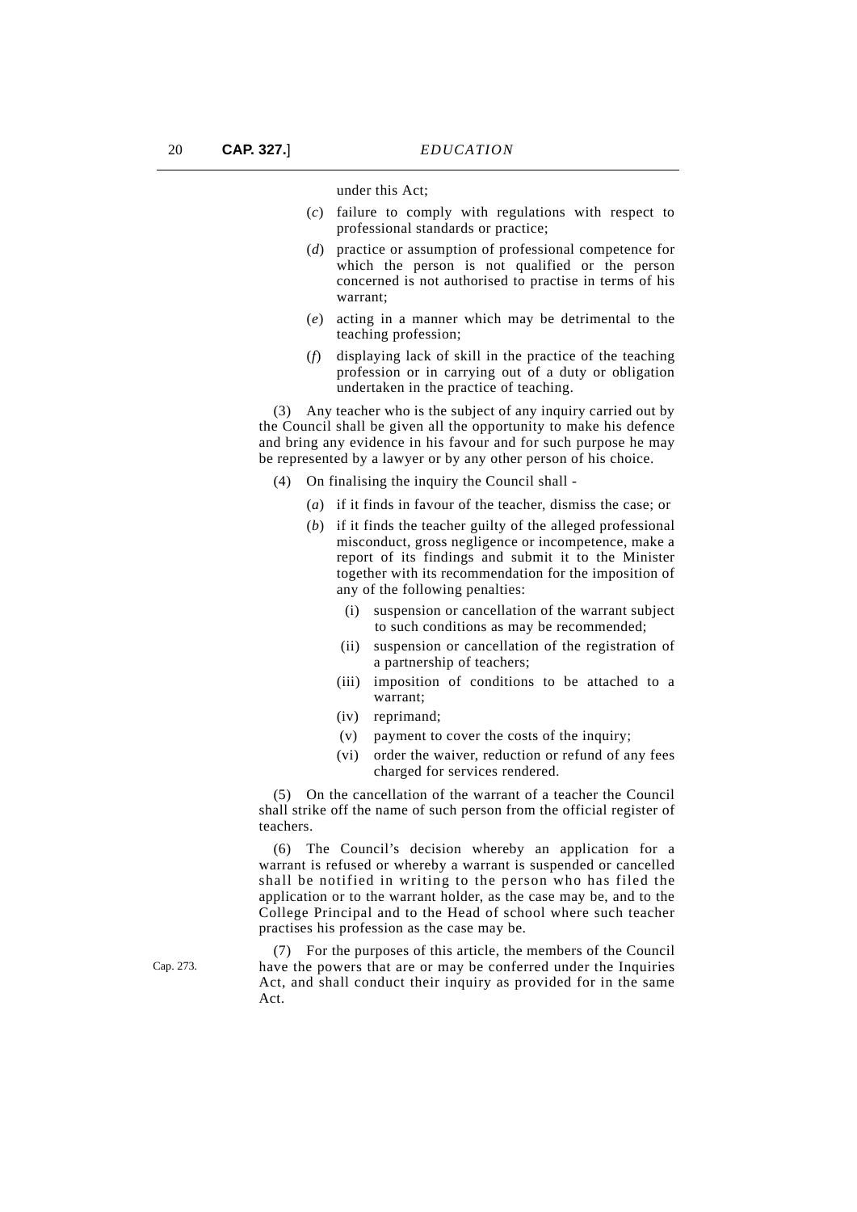under this Act;

(*c*) failure to comply with regulations with respect to professional standards or practice;

(*d*) practice or assumption of professional competence for which the person is not qualified or the person concerned is not authorised to practise in terms of his warrant;

(*e*) acting in a manner which may be detrimental to the teaching profession;

(*f*) displaying lack of skill in the practice of the teaching profession or in carrying out of a duty or obligation undertaken in the practice of teaching.

(3) Any teacher who is the subject of any inquiry carried out by the Council shall be given all the opportunity to make his defence and bring any evidence in his favour and for such purpose he may be represented by a lawyer or by any other person of his choice.

(4) On finalising the inquiry the Council shall -

(*a*) if it finds in favour of the teacher, dismiss the case; or

(*b*) if it finds the teacher guilty of the alleged professional misconduct, gross negligence or incompetence, make a report of its findings and submit it to the Minister together with its recommendation for the imposition of any of the following penalties:

(i) suspension or cancellation of the warrant subject to such conditions as may be recommended;

(ii) suspension or cancellation of the registration of a partnership of teachers;

(iii) imposition of conditions to be attached to a warrant;

(iv) reprimand;

(v) payment to cover the costs of the inquiry;

(vi) order the waiver, reduction or refund of any fees charged for services rendered.

(5) On the cancellation of the warrant of a teacher the Council shall strike off the name of such person from the official register of teachers.

(6) The Council's decision whereby an application for a warrant is refused or whereby a warrant is suspended or cancelled shall be notified in writing to the person who has filed the application or to the warrant holder, as the case may be, and to the College Principal and to the Head of school where such teacher practises his profession as the case may be.

Cap. 273.

(7) For the purposes of this article, the members of the Council have the powers that are or may be conferred under the Inquiries Act, and shall conduct their inquiry as provided for in the same Act.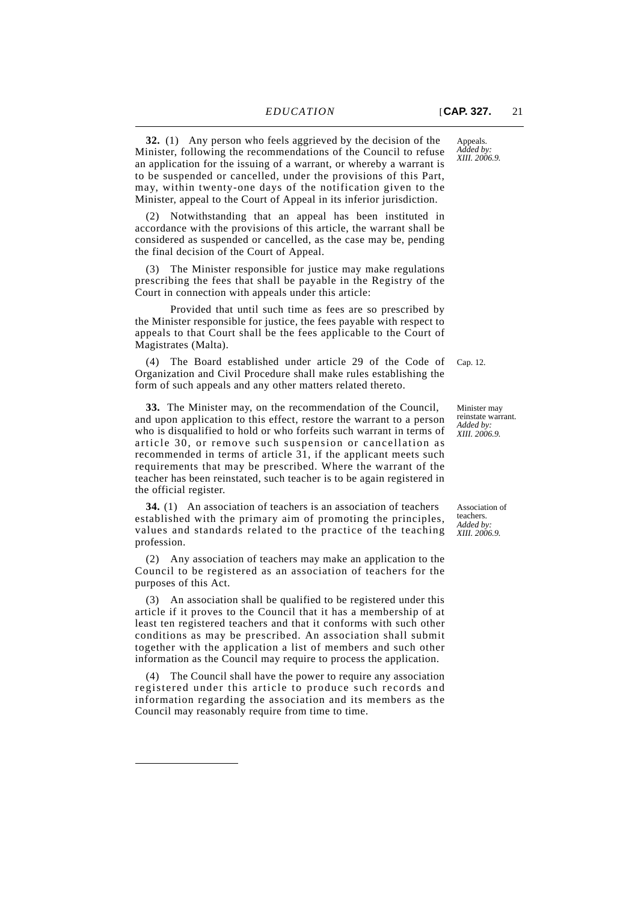**32.** (1) Any person who feels aggrieved by the decision of the Minister, following the recommendations of the Council to refuse an application for the issuing of a warrant, or whereby a warrant is to be suspended or cancelled, under the provisions of this Part, may, within twenty-one days of the notification given to the Minister, appeal to the Court of Appeal in its inferior jurisdiction.

Appeals.
*Added by: XIII. 2006.9.*

(2) Notwithstanding that an appeal has been instituted in accordance with the provisions of this article, the warrant shall be considered as suspended or cancelled, as the case may be, pending the final decision of the Court of Appeal.

(3) The Minister responsible for justice may make regulations prescribing the fees that shall be payable in the Registry of the Court in connection with appeals under this article:

Provided that until such time as fees are so prescribed by the Minister responsible for justice, the fees payable with respect to appeals to that Court shall be the fees applicable to the Court of Magistrates (Malta).

(4) The Board established under article 29 of the Code of Organization and Civil Procedure shall make rules establishing the form of such appeals and any other matters related thereto.

Cap. 12.

**33.** The Minister may, on the recommendation of the Council, and upon application to this effect, restore the warrant to a person who is disqualified to hold or who forfeits such warrant in terms of article 30, or remove such suspension or cancellation as recommended in terms of article 31, if the applicant meets such requirements that may be prescribed. Where the warrant of the teacher has been reinstated, such teacher is to be again registered in the official register.

Minister may reinstate warrant.
*Added by: XIII. 2006.9.*

**34.** (1) An association of teachers is an association of teachers established with the primary aim of promoting the principles, values and standards related to the practice of the teaching profession.

Association of teachers.
*Added by: XIII. 2006.9.*

(2) Any association of teachers may make an application to the Council to be registered as an association of teachers for the purposes of this Act.

(3) An association shall be qualified to be registered under this article if it proves to the Council that it has a membership of at least ten registered teachers and that it conforms with such other conditions as may be prescribed. An association shall submit together with the application a list of members and such other information as the Council may require to process the application.

(4) The Council shall have the power to require any association registered under this article to produce such records and information regarding the association and its members as the Council may reasonably require from time to time.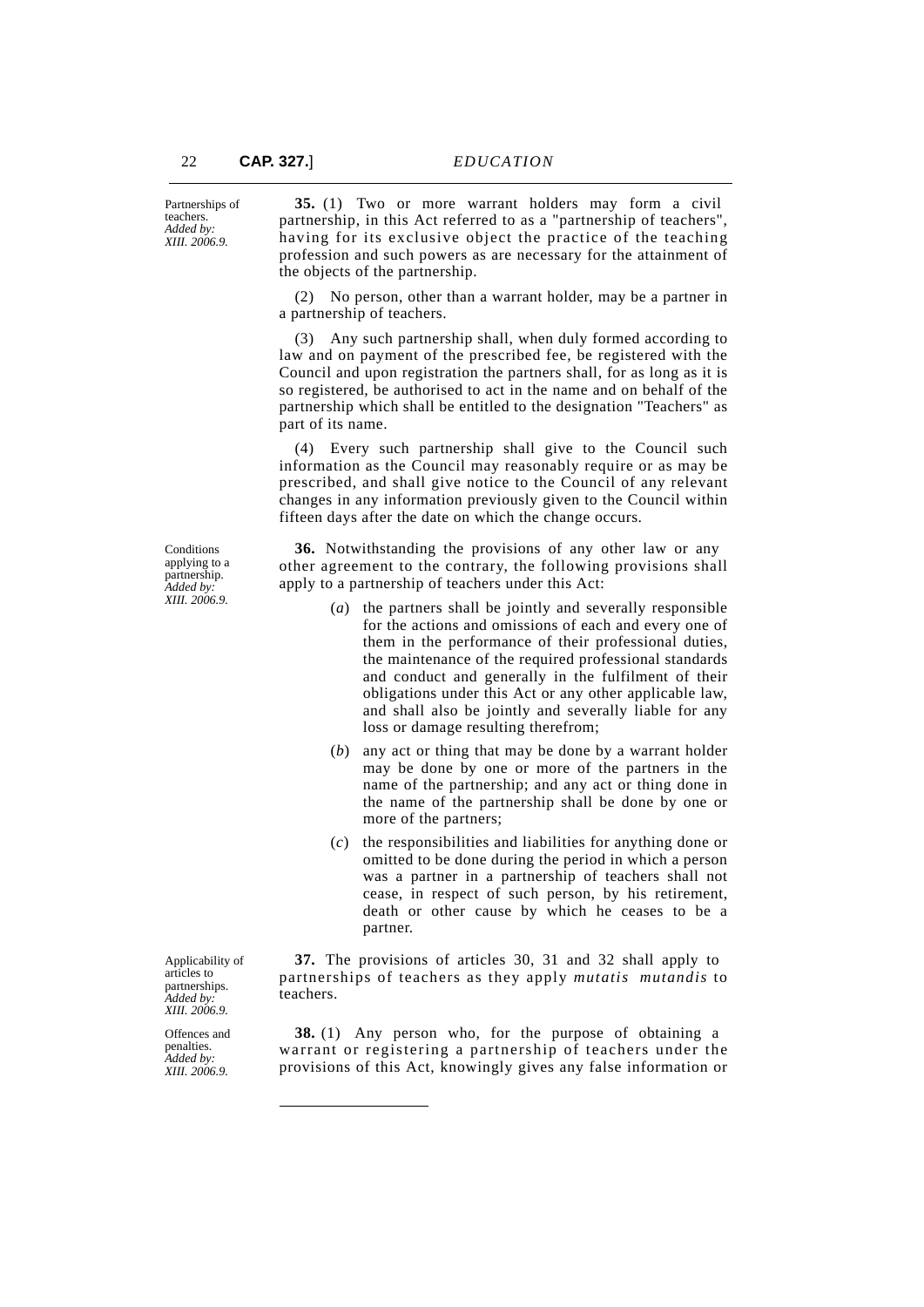Partnerships of teachers. *Added by: XIII. 2006.9.*

**35.** (1) Two or more warrant holders may form a civil partnership, in this Act referred to as a "partnership of teachers", having for its exclusive object the practice of the teaching profession and such powers as are necessary for the attainment of the objects of the partnership.

(2) No person, other than a warrant holder, may be a partner in a partnership of teachers.

(3) Any such partnership shall, when duly formed according to law and on payment of the prescribed fee, be registered with the Council and upon registration the partners shall, for as long as it is so registered, be authorised to act in the name and on behalf of the partnership which shall be entitled to the designation "Teachers" as part of its name.

(4) Every such partnership shall give to the Council such information as the Council may reasonably require or as may be prescribed, and shall give notice to the Council of any relevant changes in any information previously given to the Council within fifteen days after the date on which the change occurs.

Conditions applying to a partnership. *Added by: XIII. 2006.9.*

**36.** Notwithstanding the provisions of any other law or any other agreement to the contrary, the following provisions shall apply to a partnership of teachers under this Act:

(*a*) the partners shall be jointly and severally responsible for the actions and omissions of each and every one of them in the performance of their professional duties, the maintenance of the required professional standards and conduct and generally in the fulfilment of their obligations under this Act or any other applicable law, and shall also be jointly and severally liable for any loss or damage resulting therefrom;

(*b*) any act or thing that may be done by a warrant holder may be done by one or more of the partners in the name of the partnership; and any act or thing done in the name of the partnership shall be done by one or more of the partners;

(*c*) the responsibilities and liabilities for anything done or omitted to be done during the period in which a person was a partner in a partnership of teachers shall not cease, in respect of such person, by his retirement, death or other cause by which he ceases to be a partner.

Applicability of articles to partnerships. *Added by: XIII. 2006.9.*

**37.** The provisions of articles 30, 31 and 32 shall apply to partnerships of teachers as they apply *mutatis mutandis* to teachers.

Offences and penalties. *Added by: XIII. 2006.9.*

**38.** (1) Any person who, for the purpose of obtaining a warrant or registering a partnership of teachers under the provisions of this Act, knowingly gives any false information or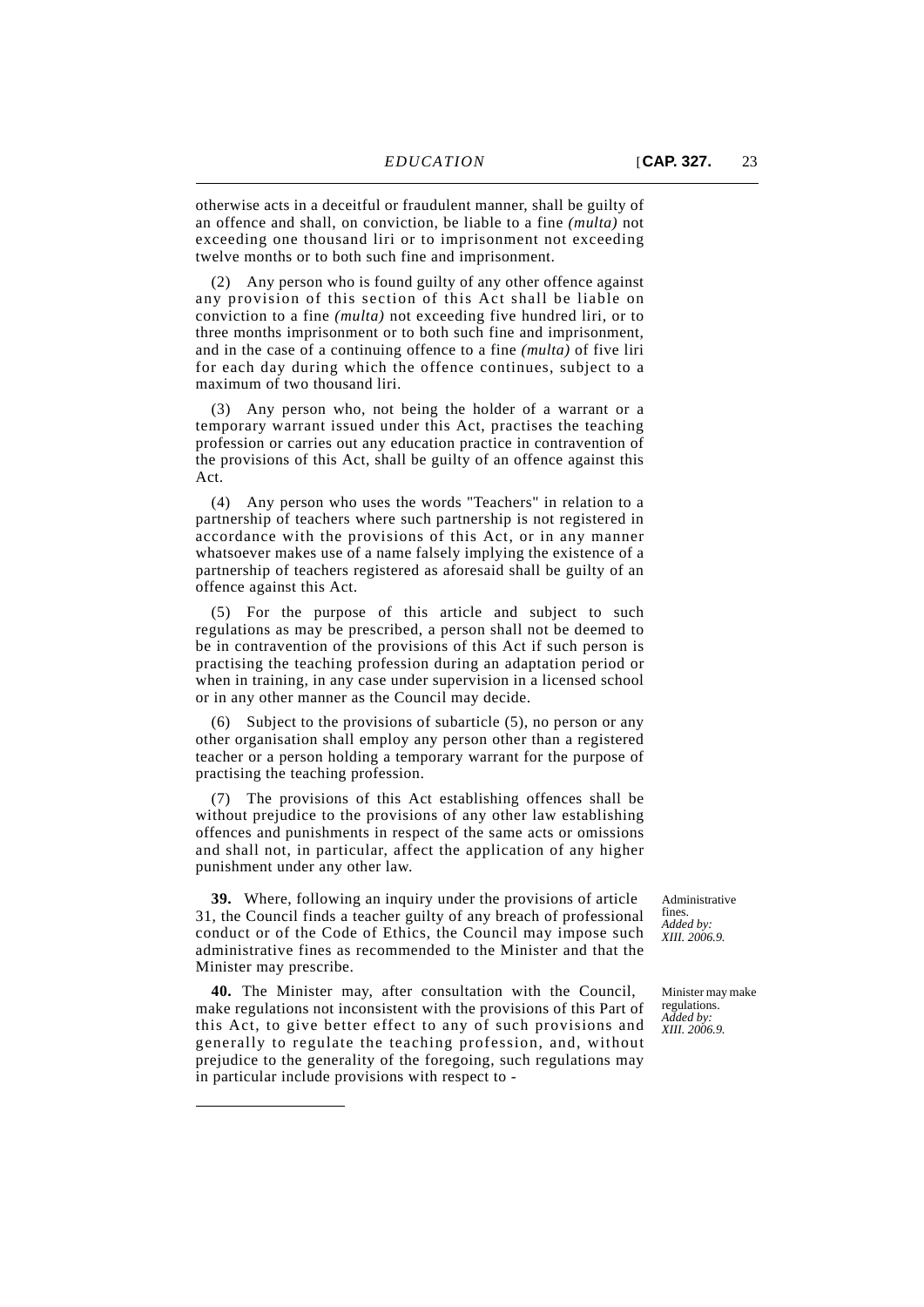otherwise acts in a deceitful or fraudulent manner, shall be guilty of an offence and shall, on conviction, be liable to a fine *(multa)* not exceeding one thousand liri or to imprisonment not exceeding twelve months or to both such fine and imprisonment.

(2) Any person who is found guilty of any other offence against any provision of this section of this Act shall be liable on conviction to a fine *(multa)* not exceeding five hundred liri, or to three months imprisonment or to both such fine and imprisonment, and in the case of a continuing offence to a fine *(multa)* of five liri for each day during which the offence continues, subject to a maximum of two thousand liri.

(3) Any person who, not being the holder of a warrant or a temporary warrant issued under this Act, practises the teaching profession or carries out any education practice in contravention of the provisions of this Act, shall be guilty of an offence against this Act.

(4) Any person who uses the words "Teachers" in relation to a partnership of teachers where such partnership is not registered in accordance with the provisions of this Act, or in any manner whatsoever makes use of a name falsely implying the existence of a partnership of teachers registered as aforesaid shall be guilty of an offence against this Act.

(5) For the purpose of this article and subject to such regulations as may be prescribed, a person shall not be deemed to be in contravention of the provisions of this Act if such person is practising the teaching profession during an adaptation period or when in training, in any case under supervision in a licensed school or in any other manner as the Council may decide.

(6) Subject to the provisions of subarticle (5), no person or any other organisation shall employ any person other than a registered teacher or a person holding a temporary warrant for the purpose of practising the teaching profession.

(7) The provisions of this Act establishing offences shall be without prejudice to the provisions of any other law establishing offences and punishments in respect of the same acts or omissions and shall not, in particular, affect the application of any higher punishment under any other law.

Administrative fines.
*Added by: XIII. 2006.9.*

**39.** Where, following an inquiry under the provisions of article 31, the Council finds a teacher guilty of any breach of professional conduct or of the Code of Ethics, the Council may impose such administrative fines as recommended to the Minister and that the Minister may prescribe.

Minister may make regulations.
*Added by: XIII. 2006.9.*

**40.** The Minister may, after consultation with the Council, make regulations not inconsistent with the provisions of this Part of this Act, to give better effect to any of such provisions and generally to regulate the teaching profession, and, without prejudice to the generality of the foregoing, such regulations may in particular include provisions with respect to -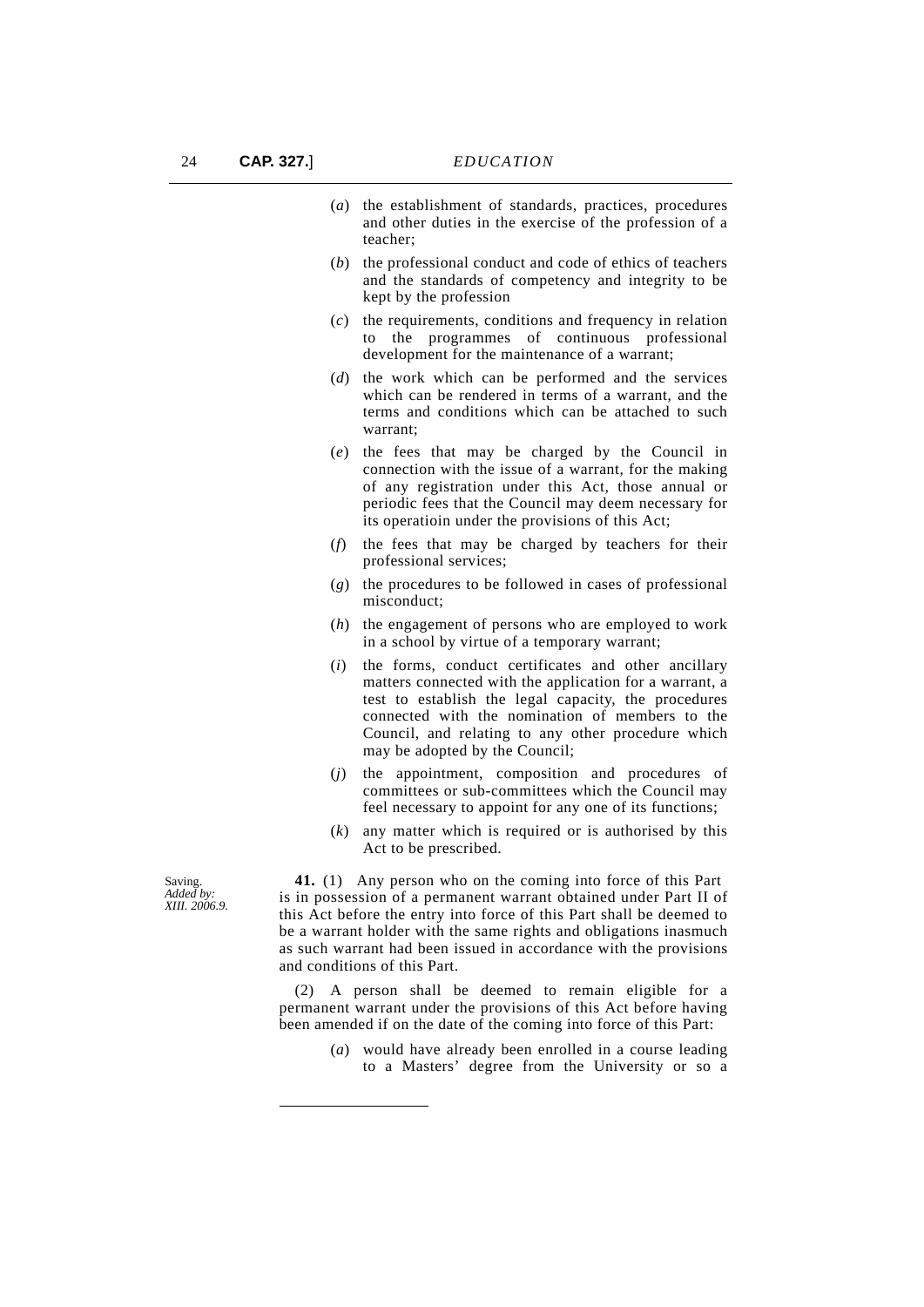(*a*) the establishment of standards, practices, procedures and other duties in the exercise of the profession of a teacher;

(*b*) the professional conduct and code of ethics of teachers and the standards of competency and integrity to be kept by the profession

(*c*) the requirements, conditions and frequency in relation to the programmes of continuous professional development for the maintenance of a warrant;

(*d*) the work which can be performed and the services which can be rendered in terms of a warrant, and the terms and conditions which can be attached to such warrant;

(*e*) the fees that may be charged by the Council in connection with the issue of a warrant, for the making of any registration under this Act, those annual or periodic fees that the Council may deem necessary for its operatioin under the provisions of this Act;

(*f*) the fees that may be charged by teachers for their professional services;

(*g*) the procedures to be followed in cases of professional misconduct;

(*h*) the engagement of persons who are employed to work in a school by virtue of a temporary warrant;

(*i*) the forms, conduct certificates and other ancillary matters connected with the application for a warrant, a test to establish the legal capacity, the procedures connected with the nomination of members to the Council, and relating to any other procedure which may be adopted by the Council;

(*j*) the appointment, composition and procedures of committees or sub-committees which the Council may feel necessary to appoint for any one of its functions;

(*k*) any matter which is required or is authorised by this Act to be prescribed.

Saving.
*Added by: XIII. 2006.9.*

**41.** (1) Any person who on the coming into force of this Part is in possession of a permanent warrant obtained under Part II of this Act before the entry into force of this Part shall be deemed to be a warrant holder with the same rights and obligations inasmuch as such warrant had been issued in accordance with the provisions and conditions of this Part.

(2) A person shall be deemed to remain eligible for a permanent warrant under the provisions of this Act before having been amended if on the date of the coming into force of this Part:

(*a*) would have already been enrolled in a course leading to a Masters' degree from the University or so a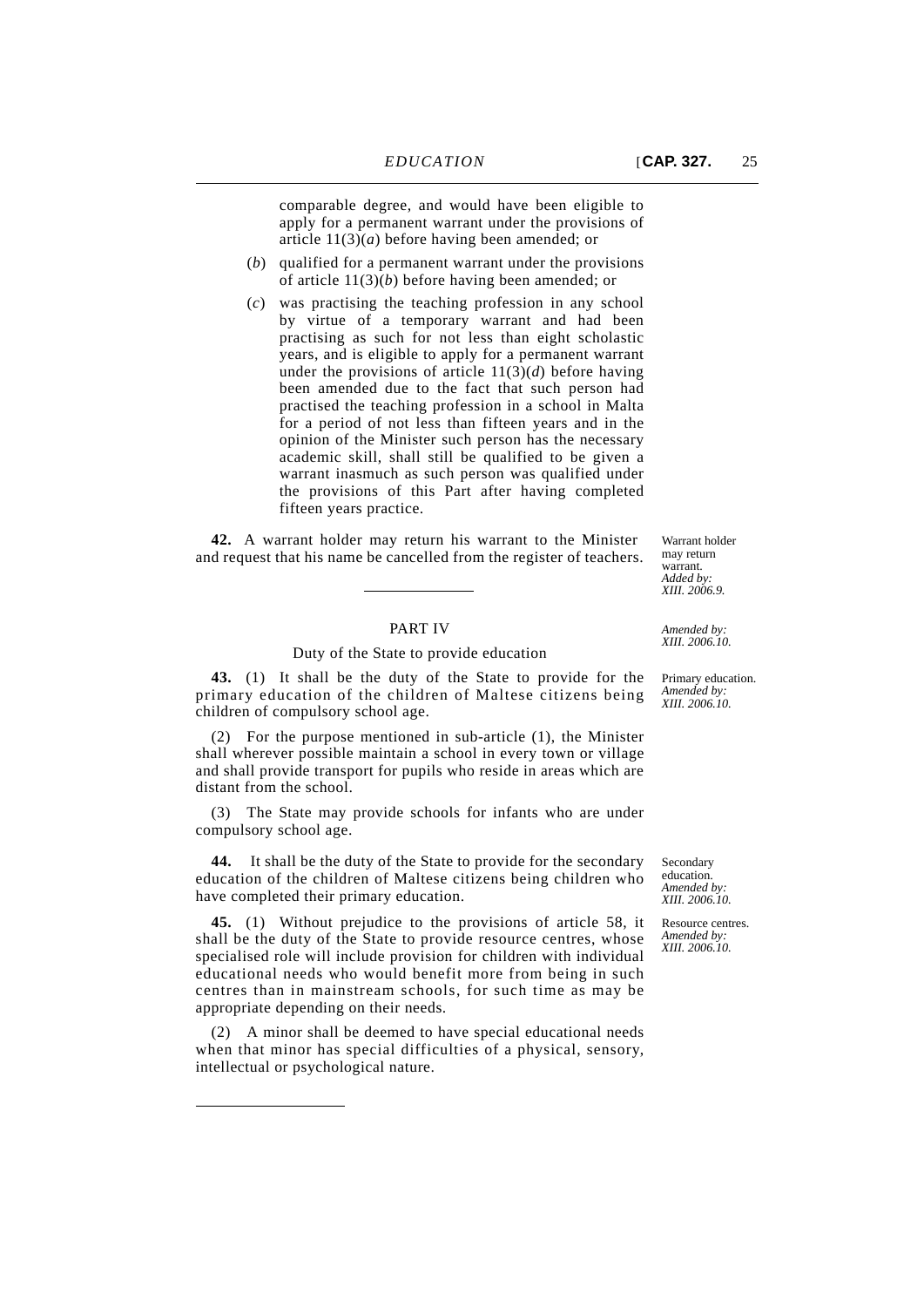comparable degree, and would have been eligible to apply for a permanent warrant under the provisions of article 11(3)(*a*) before having been amended; or

(*b*) qualified for a permanent warrant under the provisions of article 11(3)(*b*) before having been amended; or

(*c*) was practising the teaching profession in any school by virtue of a temporary warrant and had been practising as such for not less than eight scholastic years, and is eligible to apply for a permanent warrant under the provisions of article 11(3)(*d*) before having been amended due to the fact that such person had practised the teaching profession in a school in Malta for a period of not less than fifteen years and in the opinion of the Minister such person has the necessary academic skill, shall still be qualified to be given a warrant inasmuch as such person was qualified under the provisions of this Part after having completed fifteen years practice.

Warrant holder may return warrant. *Added by: XIII. 2006.9.*

**42.** A warrant holder may return his warrant to the Minister and request that his name be cancelled from the register of teachers.

---

## PART IV

*Amended by: XIII. 2006.10.*

### Duty of the State to provide education

Primary education. *Amended by: XIII. 2006.10.*

**43.** (1) It shall be the duty of the State to provide for the primary education of the children of Maltese citizens being children of compulsory school age.

(2) For the purpose mentioned in sub-article (1), the Minister shall wherever possible maintain a school in every town or village and shall provide transport for pupils who reside in areas which are distant from the school.

(3) The State may provide schools for infants who are under compulsory school age.

Secondary education. *Amended by: XIII. 2006.10.*

**44.** It shall be the duty of the State to provide for the secondary education of the children of Maltese citizens being children who have completed their primary education.

Resource centres. *Amended by: XIII. 2006.10.*

**45.** (1) Without prejudice to the provisions of article 58, it shall be the duty of the State to provide resource centres, whose specialised role will include provision for children with individual educational needs who would benefit more from being in such centres than in mainstream schools, for such time as may be appropriate depending on their needs.

(2) A minor shall be deemed to have special educational needs when that minor has special difficulties of a physical, sensory, intellectual or psychological nature.